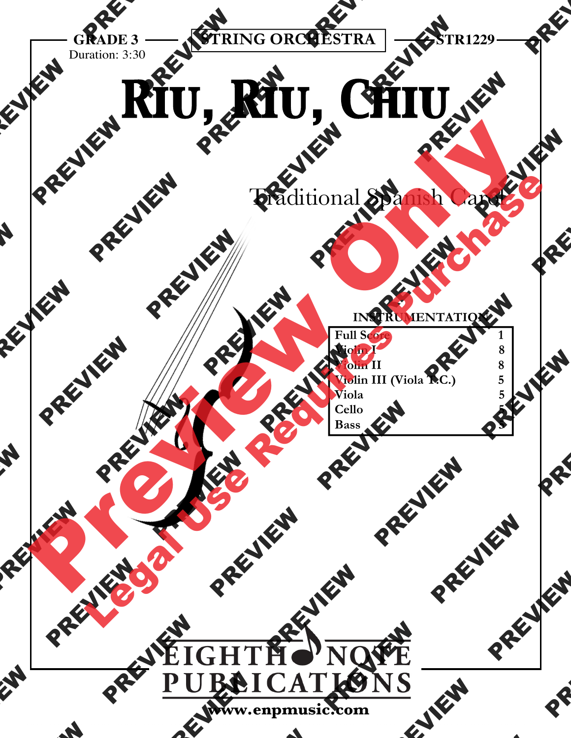GRADE 3 — STRING ORCHESTRA — STR1229

Duration: 3:30

# Riu, Riu, Chiu

Traditional Spanish Carol

**INSTRUMENTATION**

| | |
|---|---|
| Full Score | 1 |
| Violin I | 8 |
| Violin II | 8 |
| Violin III (Viola T.C.) | 5 |
| Viola | 5 |
| Cello | 5 |
| Bass | 5 |

EIGHTH NOTE PUBLICATIONS

www.enpmusic.com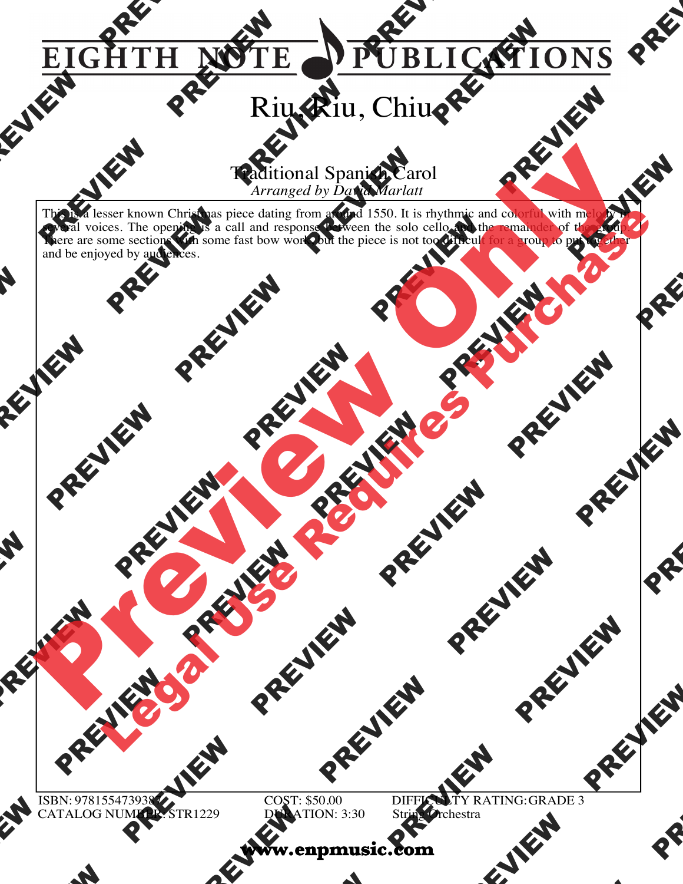# EIGHTH NOTE PUBLICATIONS

## Riu, Riu, Chiu

### Traditional Spanish Carol

*Arranged by David Marlatt*

This is a lesser known Christmas piece dating from around 1550. It is rhythmic and colorful with melody in several voices. The opening is a call and response between the solo cello and the remainder of the group. There are some sections with some fast bow work but the piece is not too difficult for a group to put together and be enjoyed by audiences.

ISBN: 9781554739387
CATALOG NUMBER: STR1229

COST: $50.00
DURATION: 3:30

DIFFICULTY RATING: GRADE 3
String Orchestra

**www.enpmusic.com**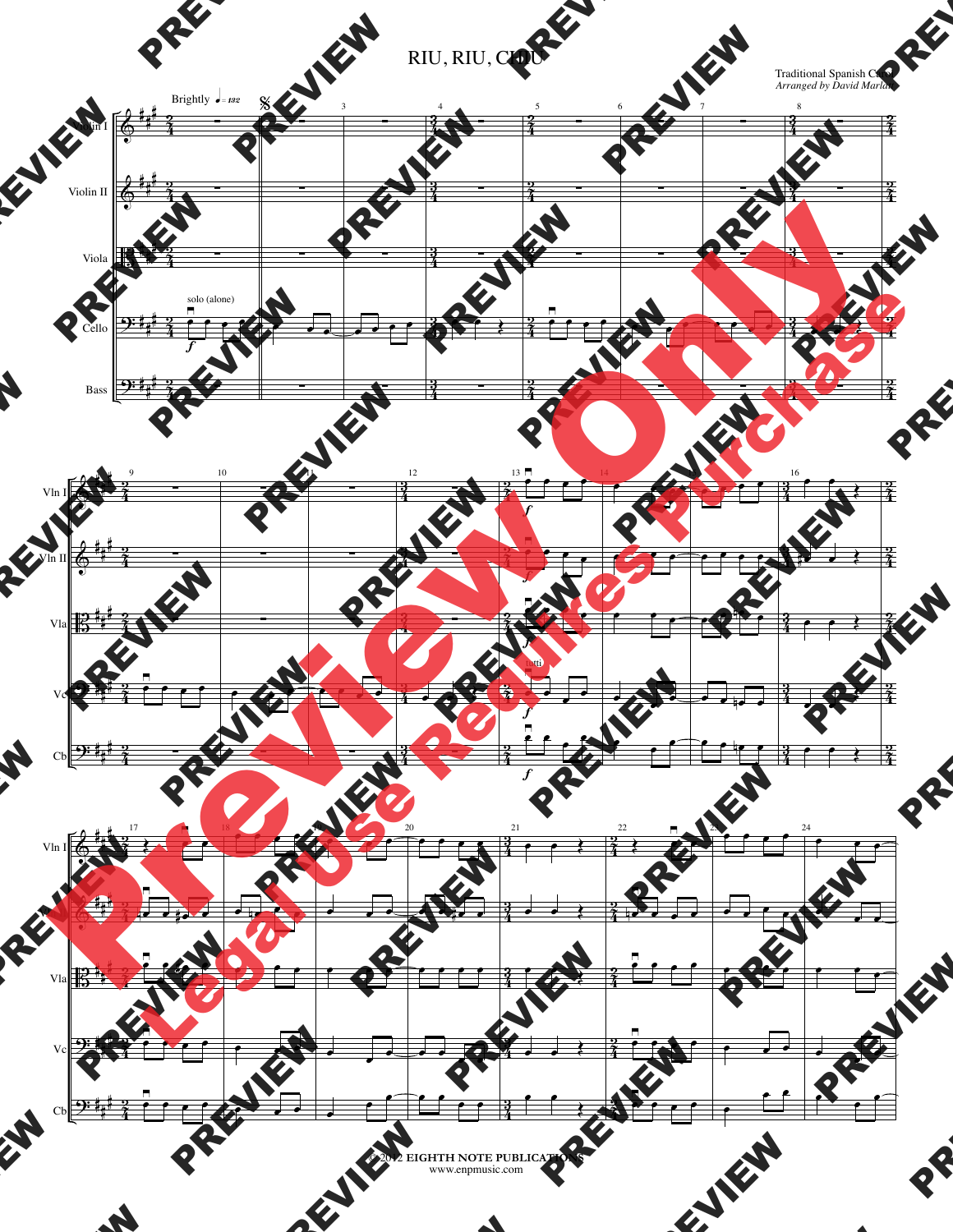# RIU, RIU, CHIU

Traditional Spanish Carol
*Arranged by David Marlatt*

© 2012 EIGHTH NOTE PUBLICATIONS
www.enpmusic.com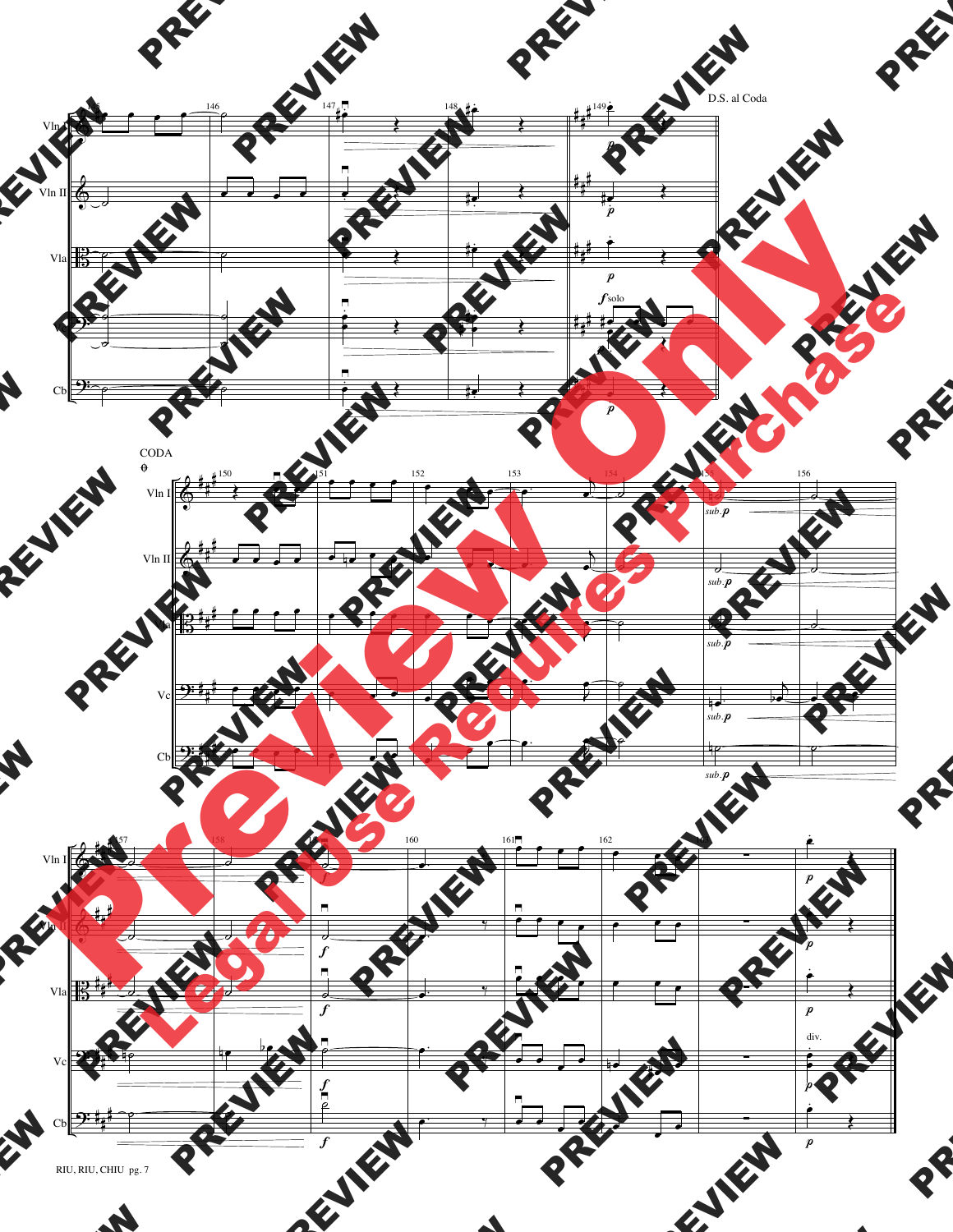D.S. al Coda

CODA